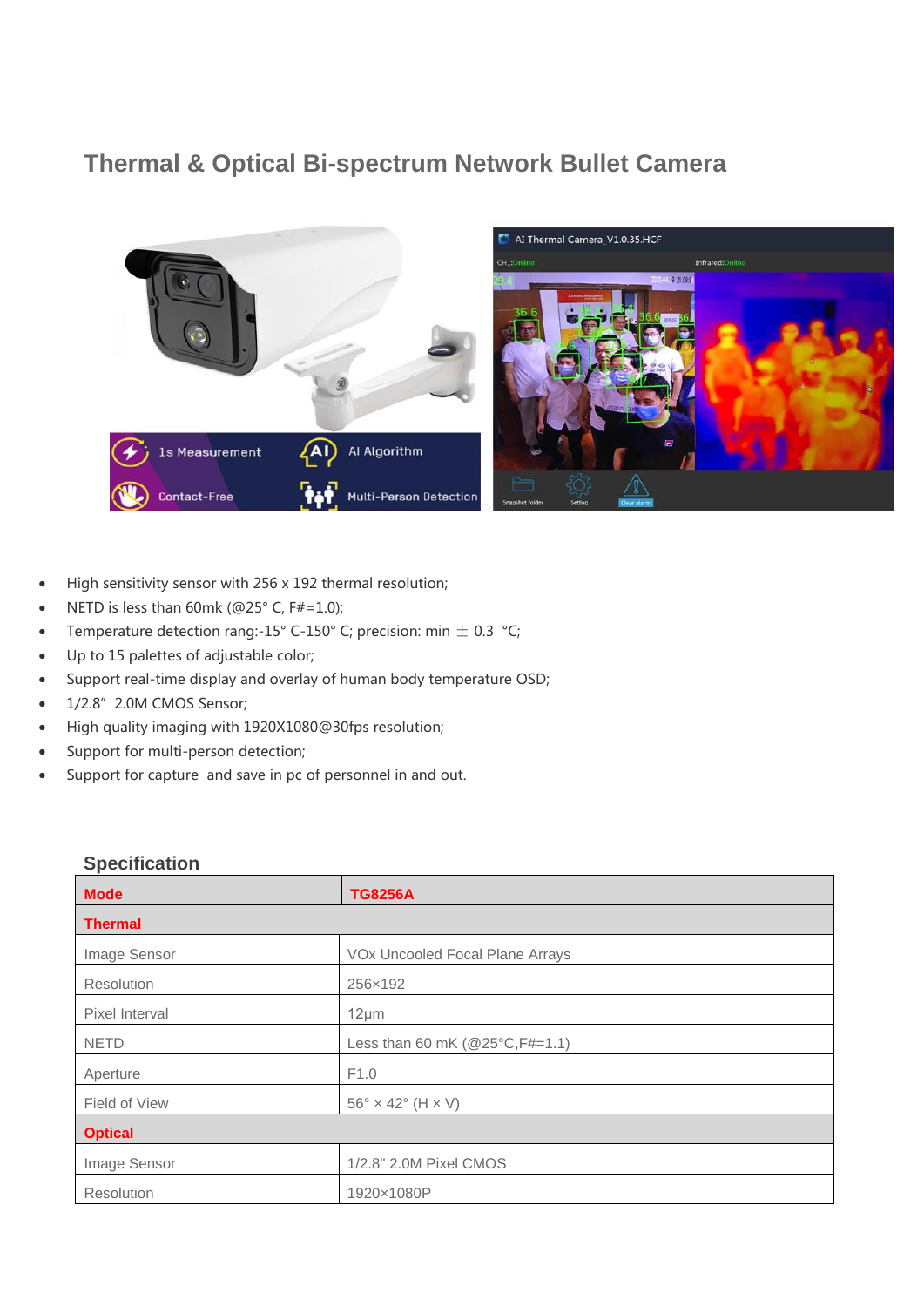# Thermal & Optical Bi-spectrum Network Bullet Camera

- High sensitivity sensor with 256 x 192 thermal resolution;
- NETD is less than 60mk (@25° C, F#=1.0);
- Temperature detection rang:-15° C-150° C; precision: min ± 0.3 °C;
- Up to 15 palettes of adjustable color;
- Support real-time display and overlay of human body temperature OSD;
- 1/2.8" 2.0M CMOS Sensor;
- High quality imaging with 1920X1080@30fps resolution;
- Support for multi-person detection;
- Support for capture and save in pc of personnel in and out.

## Specification

| **Mode** | **TG8256A** |
|---|---|
| **Thermal** | |
| Image Sensor | VOx Uncooled Focal Plane Arrays |
| Resolution | 256×192 |
| Pixel Interval | 12μm |
| NETD | Less than 60 mK (@25°C,F#=1.1) |
| Aperture | F1.0 |
| Field of View | 56° × 42° (H × V) |
| **Optical** | |
| Image Sensor | 1/2.8" 2.0M Pixel CMOS |
| Resolution | 1920×1080P |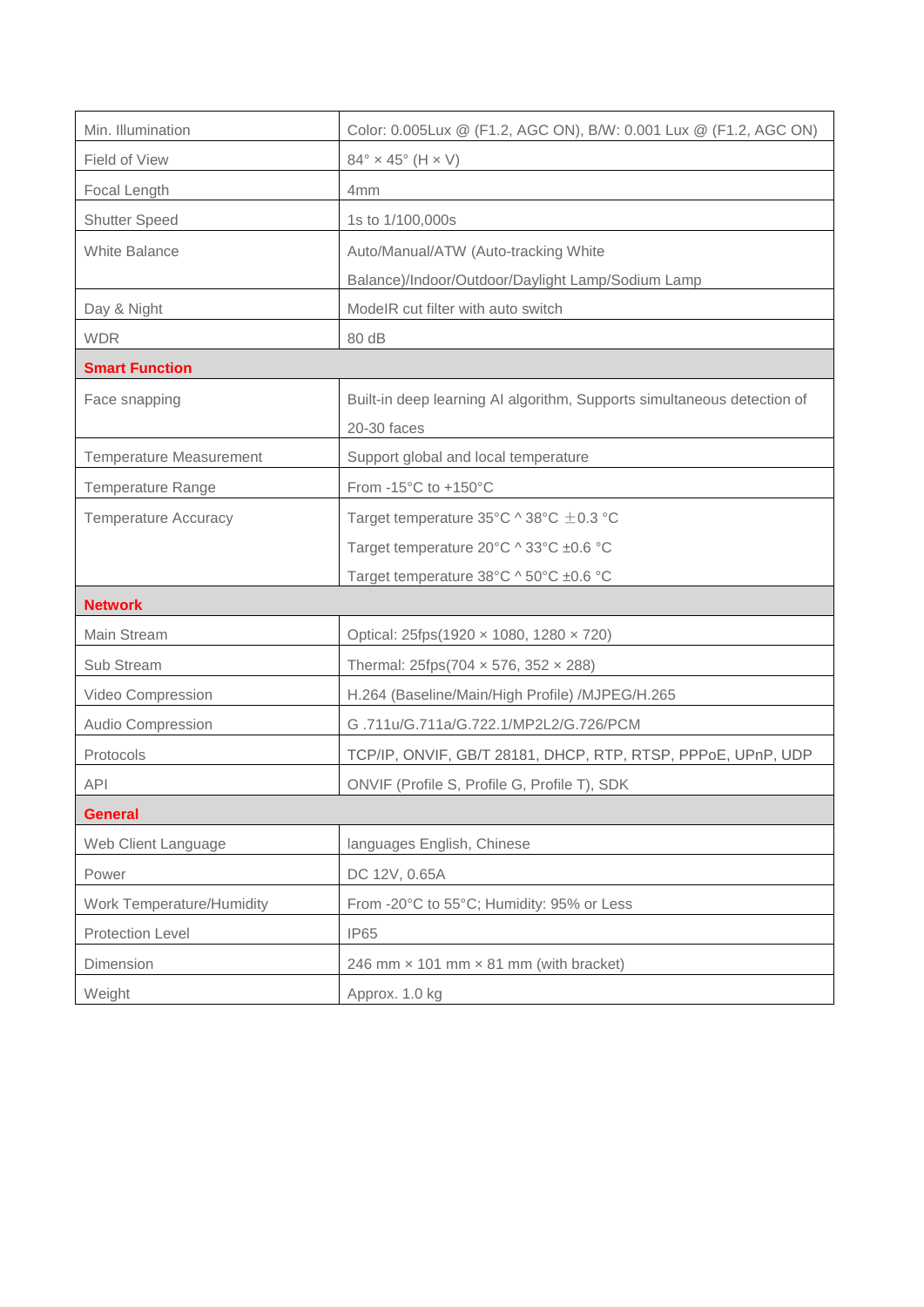| | |
|---|---|
| Min. Illumination | Color: 0.005Lux @ (F1.2, AGC ON), B/W: 0.001 Lux @ (F1.2, AGC ON) |
| Field of View | 84° × 45° (H × V) |
| Focal Length | 4mm |
| Shutter Speed | 1s to 1/100,000s |
| White Balance | Auto/Manual/ATW (Auto-tracking White Balance)/Indoor/Outdoor/Daylight Lamp/Sodium Lamp |
| Day & Night | ModelR cut filter with auto switch |
| WDR | 80 dB |
| **Smart Function** | |
| Face snapping | Built-in deep learning AI algorithm, Supports simultaneous detection of 20-30 faces |
| Temperature Measurement | Support global and local temperature |
| Temperature Range | From -15°C to +150°C |
| Temperature Accuracy | Target temperature 35°C ^ 38°C ±0.3 °C<br>Target temperature 20°C ^ 33°C ±0.6 °C<br>Target temperature 38°C ^ 50°C ±0.6 °C |
| **Network** | |
| Main Stream | Optical: 25fps(1920 × 1080, 1280 × 720) |
| Sub Stream | Thermal: 25fps(704 × 576, 352 × 288) |
| Video Compression | H.264 (Baseline/Main/High Profile) /MJPEG/H.265 |
| Audio Compression | G .711u/G.711a/G.722.1/MP2L2/G.726/PCM |
| Protocols | TCP/IP, ONVIF, GB/T 28181, DHCP, RTP, RTSP, PPPoE, UPnP, UDP |
| API | ONVIF (Profile S, Profile G, Profile T), SDK |
| **General** | |
| Web Client Language | languages English, Chinese |
| Power | DC 12V, 0.65A |
| Work Temperature/Humidity | From -20°C to 55°C; Humidity: 95% or Less |
| Protection Level | IP65 |
| Dimension | 246 mm × 101 mm × 81 mm (with bracket) |
| Weight | Approx. 1.0 kg |